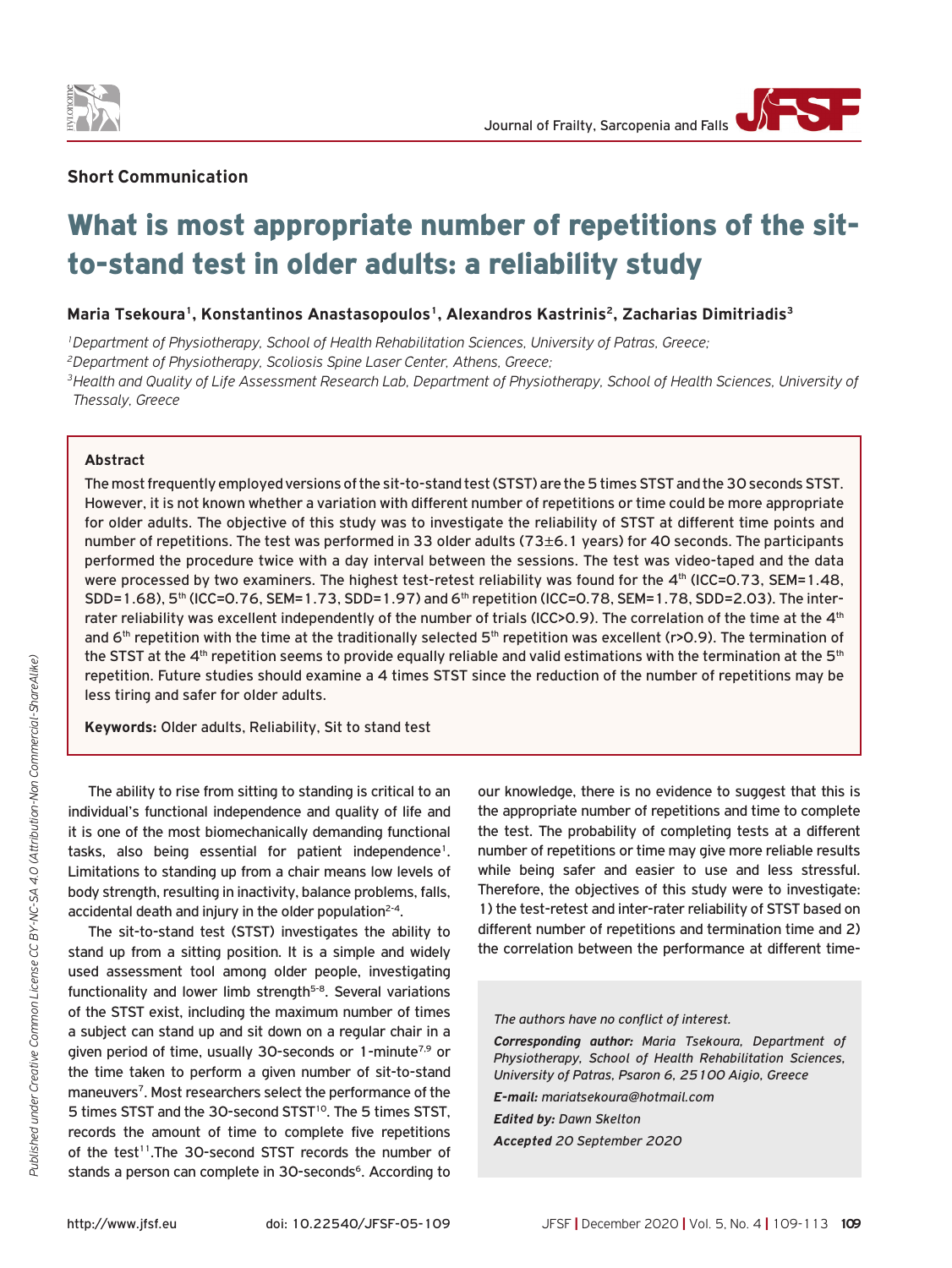**Short Communication**

# What is most appropriate number of repetitions of the sit-to-stand test in older adults: a reliability study

**Maria Tsekoura[1], Konstantinos Anastasopoulos[1], Alexandros Kastrinis[2], Zacharias Dimitriadis[3]**

[1]*Department of Physiotherapy, School of Health Rehabilitation Sciences, University of Patras, Greece;*
[2]*Department of Physiotherapy, Scoliosis Spine Laser Center, Athens, Greece;*
[3]*Health and Quality of Life Assessment Research Lab, Department of Physiotherapy, School of Health Sciences, University of Thessaly, Greece*

## Abstract

The most frequently employed versions of the sit-to-stand test (STST) are the 5 times STST and the 30 seconds STST. However, it is not known whether a variation with different number of repetitions or time could be more appropriate for older adults. The objective of this study was to investigate the reliability of STST at different time points and number of repetitions. The test was performed in 33 older adults (73±6.1 years) for 40 seconds. The participants performed the procedure twice with a day interval between the sessions. The test was video-taped and the data were processed by two examiners. The highest test-retest reliability was found for the 4th (ICC=0.73, SEM=1.48, SDD=1.68), 5th (ICC=0.76, SEM=1.73, SDD=1.97) and 6th repetition (ICC=0.78, SEM=1.78, SDD=2.03). The inter-rater reliability was excellent independently of the number of trials (ICC>0.9). The correlation of the time at the 4th and 6th repetition with the time at the traditionally selected 5th repetition was excellent (r>0.9). The termination of the STST at the 4th repetition seems to provide equally reliable and valid estimations with the termination at the 5th repetition. Future studies should examine a 4 times STST since the reduction of the number of repetitions may be less tiring and safer for older adults.

**Keywords:** Older adults, Reliability, Sit to stand test

The ability to rise from sitting to standing is critical to an individual's functional independence and quality of life and it is one of the most biomechanically demanding functional tasks, also being essential for patient independence[1]. Limitations to standing up from a chair means low levels of body strength, resulting in inactivity, balance problems, falls, accidental death and injury in the older population[2-4].

The sit-to-stand test (STST) investigates the ability to stand up from a sitting position. It is a simple and widely used assessment tool among older people, investigating functionality and lower limb strength[5-8]. Several variations of the STST exist, including the maximum number of times a subject can stand up and sit down on a regular chair in a given period of time, usually 30-seconds or 1-minute[7,9] or the time taken to perform a given number of sit-to-stand maneuvers[7]. Most researchers select the performance of the 5 times STST and the 30-second STST[10]. The 5 times STST, records the amount of time to complete five repetitions of the test[11]. The 30-second STST records the number of stands a person can complete in 30-seconds[6]. According to our knowledge, there is no evidence to suggest that this is the appropriate number of repetitions and time to complete the test. The probability of completing tests at a different number of repetitions or time may give more reliable results while being safer and easier to use and less stressful. Therefore, the objectives of this study were to investigate: 1) the test-retest and inter-rater reliability of STST based on different number of repetitions and termination time and 2) the correlation between the performance at different time-

*The authors have no conflict of interest.*

***Corresponding author:*** *Maria Tsekoura, Department of Physiotherapy, School of Health Rehabilitation Sciences, University of Patras, Psaron 6, 25100 Aigio, Greece*

***E-mail:*** *mariatsekoura@hotmail.com*

***Edited by:*** *Dawn Skelton*

***Accepted*** *20 September 2020*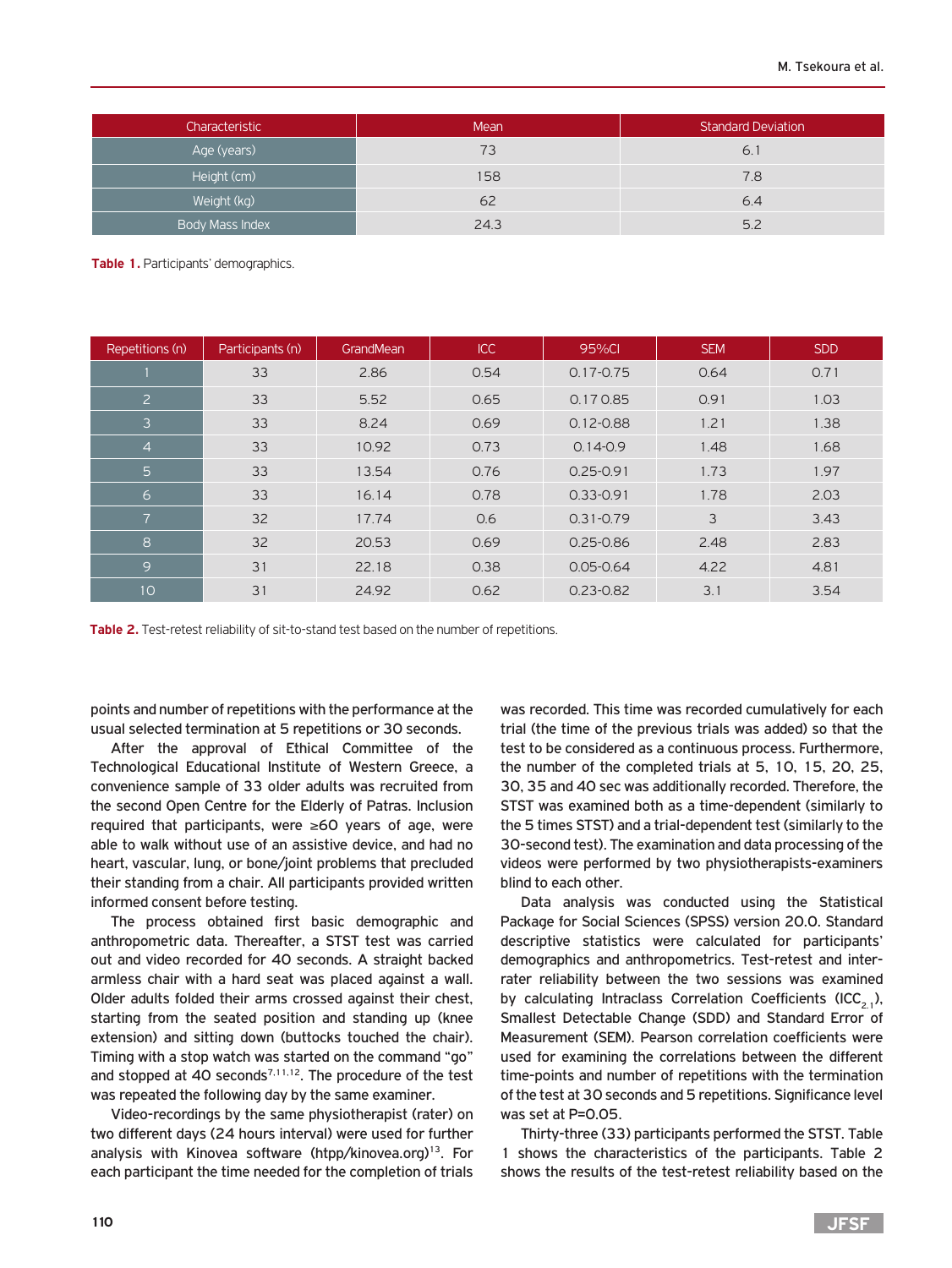| Characteristic | Mean | Standard Deviation |
|---|---|---|
| Age (years) | 73 | 6.1 |
| Height (cm) | 158 | 7.8 |
| Weight (kg) | 62 | 6.4 |
| Body Mass Index | 24.3 | 5.2 |

**Table 1.** Participants' demographics.

| Repetitions (n) | Participants (n) | GrandMean | ICC | 95%CI | SEM | SDD |
|---|---|---|---|---|---|---|
| 1 | 33 | 2.86 | 0.54 | 0.17-0.75 | 0.64 | 0.71 |
| 2 | 33 | 5.52 | 0.65 | 0.17 0.85 | 0.91 | 1.03 |
| 3 | 33 | 8.24 | 0.69 | 0.12-0.88 | 1.21 | 1.38 |
| 4 | 33 | 10.92 | 0.73 | 0.14-0.9 | 1.48 | 1.68 |
| 5 | 33 | 13.54 | 0.76 | 0.25-0.91 | 1.73 | 1.97 |
| 6 | 33 | 16.14 | 0.78 | 0.33-0.91 | 1.78 | 2.03 |
| 7 | 32 | 17.74 | 0.6 | 0.31-0.79 | 3 | 3.43 |
| 8 | 32 | 20.53 | 0.69 | 0.25-0.86 | 2.48 | 2.83 |
| 9 | 31 | 22.18 | 0.38 | 0.05-0.64 | 4.22 | 4.81 |
| 10 | 31 | 24.92 | 0.62 | 0.23-0.82 | 3.1 | 3.54 |

**Table 2.** Test-retest reliability of sit-to-stand test based on the number of repetitions.

points and number of repetitions with the performance at the usual selected termination at 5 repetitions or 30 seconds.

After the approval of Ethical Committee of the Technological Educational Institute of Western Greece, a convenience sample of 33 older adults was recruited from the second Open Centre for the Elderly of Patras. Inclusion required that participants, were ≥60 years of age, were able to walk without use of an assistive device, and had no heart, vascular, lung, or bone/joint problems that precluded their standing from a chair. All participants provided written informed consent before testing.

The process obtained first basic demographic and anthropometric data. Thereafter, a STST test was carried out and video recorded for 40 seconds. A straight backed armless chair with a hard seat was placed against a wall. Older adults folded their arms crossed against their chest, starting from the seated position and standing up (knee extension) and sitting down (buttocks touched the chair). Timing with a stop watch was started on the command "go" and stopped at 40 seconds[7,11,12]. The procedure of the test was repeated the following day by the same examiner.

Video-recordings by the same physiotherapist (rater) on two different days (24 hours interval) were used for further analysis with Kinovea software (htpp/kinovea.org)[13]. For each participant the time needed for the completion of trials was recorded. This time was recorded cumulatively for each trial (the time of the previous trials was added) so that the test to be considered as a continuous process. Furthermore, the number of the completed trials at 5, 10, 15, 20, 25, 30, 35 and 40 sec was additionally recorded. Therefore, the STST was examined both as a time-dependent (similarly to the 5 times STST) and a trial-dependent test (similarly to the 30-second test). The examination and data processing of the videos were performed by two physiotherapists-examiners blind to each other.

Data analysis was conducted using the Statistical Package for Social Sciences (SPSS) version 20.0. Standard descriptive statistics were calculated for participants' demographics and anthropometrics. Test-retest and inter-rater reliability between the two sessions was examined by calculating Intraclass Correlation Coefficients ($ICC_{2,1}$), Smallest Detectable Change (SDD) and Standard Error of Measurement (SEM). Pearson correlation coefficients were used for examining the correlations between the different time-points and number of repetitions with the termination of the test at 30 seconds and 5 repetitions. Significance level was set at P=0.05.

Thirty-three (33) participants performed the STST. Table 1 shows the characteristics of the participants. Table 2 shows the results of the test-retest reliability based on the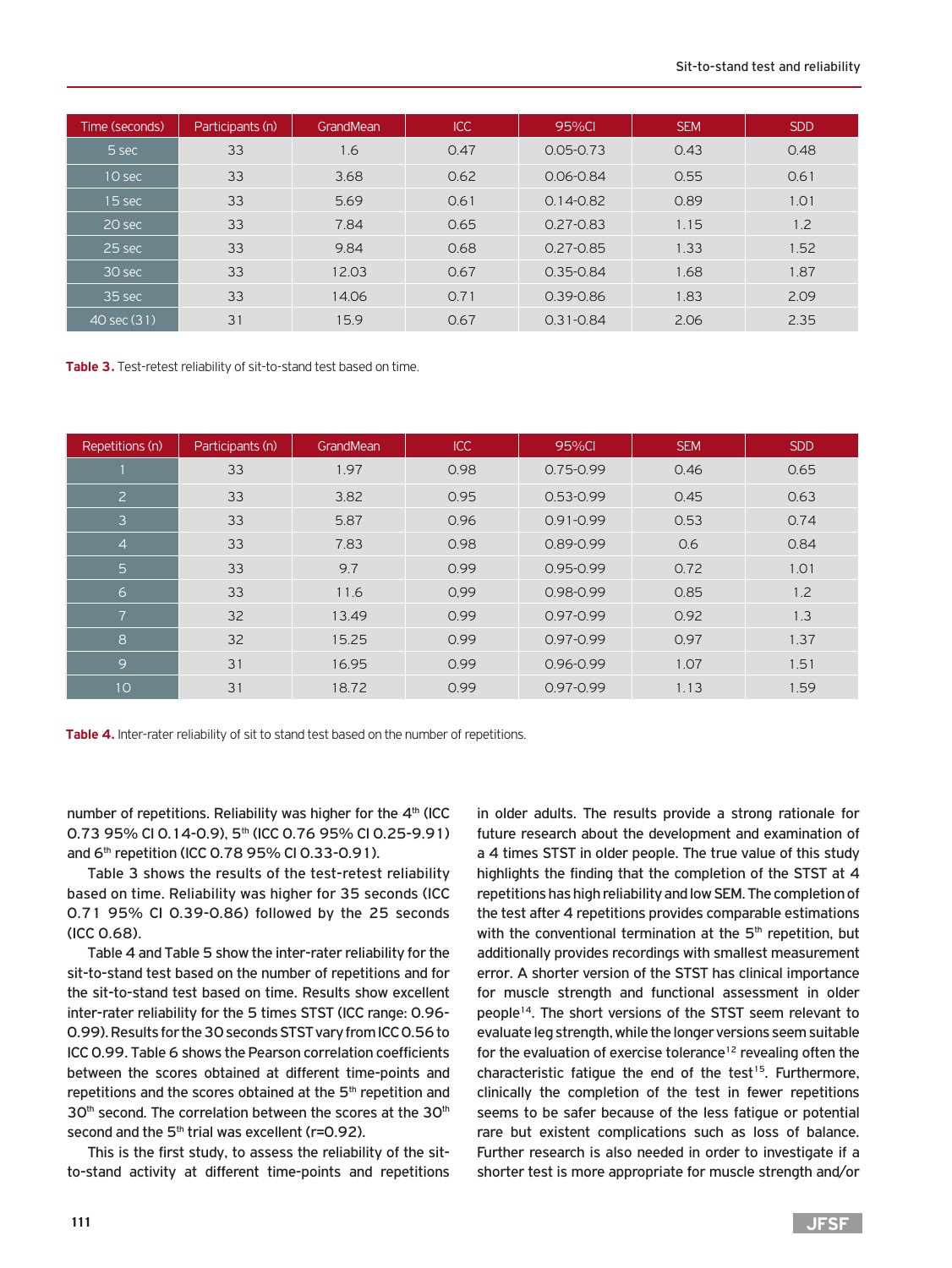| Time (seconds) | Participants (n) | GrandMean | ICC | 95%CI | SEM | SDD |
|---|---|---|---|---|---|---|
| 5 sec | 33 | 1.6 | 0.47 | 0.05-0.73 | 0.43 | 0.48 |
| 10 sec | 33 | 3.68 | 0.62 | 0.06-0.84 | 0.55 | 0.61 |
| 15 sec | 33 | 5.69 | 0.61 | 0.14-0.82 | 0.89 | 1.01 |
| 20 sec | 33 | 7.84 | 0.65 | 0.27-0.83 | 1.15 | 1.2 |
| 25 sec | 33 | 9.84 | 0.68 | 0.27-0.85 | 1.33 | 1.52 |
| 30 sec | 33 | 12.03 | 0.67 | 0.35-0.84 | 1.68 | 1.87 |
| 35 sec | 33 | 14.06 | 0.71 | 0.39-0.86 | 1.83 | 2.09 |
| 40 sec (31) | 31 | 15.9 | 0.67 | 0.31-0.84 | 2.06 | 2.35 |

**Table 3.** Test-retest reliability of sit-to-stand test based on time.

| Repetitions (n) | Participants (n) | GrandMean | ICC | 95%CI | SEM | SDD |
|---|---|---|---|---|---|---|
| 1 | 33 | 1.97 | 0.98 | 0.75-0.99 | 0.46 | 0.65 |
| 2 | 33 | 3.82 | 0.95 | 0.53-0.99 | 0.45 | 0.63 |
| 3 | 33 | 5.87 | 0.96 | 0.91-0.99 | 0.53 | 0.74 |
| 4 | 33 | 7.83 | 0.98 | 0.89-0.99 | 0.6 | 0.84 |
| 5 | 33 | 9.7 | 0.99 | 0.95-0.99 | 0.72 | 1.01 |
| 6 | 33 | 11.6 | 0,99 | 0.98-0.99 | 0.85 | 1.2 |
| 7 | 32 | 13.49 | 0.99 | 0.97-0.99 | 0.92 | 1.3 |
| 8 | 32 | 15.25 | 0.99 | 0.97-0.99 | 0.97 | 1.37 |
| 9 | 31 | 16.95 | 0.99 | 0.96-0.99 | 1.07 | 1.51 |
| 10 | 31 | 18.72 | 0.99 | 0.97-0.99 | 1.13 | 1.59 |

**Table 4.** Inter-rater reliability of sit to stand test based on the number of repetitions.

number of repetitions. Reliability was higher for the 4th (ICC 0.73 95% CI 0.14-0.9), 5th (ICC 0.76 95% CI 0.25-9.91) and 6th repetition (ICC 0.78 95% CI 0.33-0.91).

Table 3 shows the results of the test-retest reliability based on time. Reliability was higher for 35 seconds (ICC 0.71 95% CI 0.39-0.86) followed by the 25 seconds (ICC 0.68).

Table 4 and Table 5 show the inter-rater reliability for the sit-to-stand test based on the number of repetitions and for the sit-to-stand test based on time. Results show excellent inter-rater reliability for the 5 times STST (ICC range: 0.96-0.99). Results for the 30 seconds STST vary from ICC 0.56 to ICC 0.99. Table 6 shows the Pearson correlation coefficients between the scores obtained at different time-points and repetitions and the scores obtained at the 5th repetition and 30th second. The correlation between the scores at the 30th second and the 5th trial was excellent (r=0.92).

This is the first study, to assess the reliability of the sit-to-stand activity at different time-points and repetitions in older adults. The results provide a strong rationale for future research about the development and examination of a 4 times STST in older people. The true value of this study highlights the finding that the completion of the STST at 4 repetitions has high reliability and low SEM. The completion of the test after 4 repetitions provides comparable estimations with the conventional termination at the 5th repetition, but additionally provides recordings with smallest measurement error. A shorter version of the STST has clinical importance for muscle strength and functional assessment in older people[14]. The short versions of the STST seem relevant to evaluate leg strength, while the longer versions seem suitable for the evaluation of exercise tolerance[12] revealing often the characteristic fatigue the end of the test[15]. Furthermore, clinically the completion of the test in fewer repetitions seems to be safer because of the less fatigue or potential rare but existent complications such as loss of balance. Further research is also needed in order to investigate if a shorter test is more appropriate for muscle strength and/or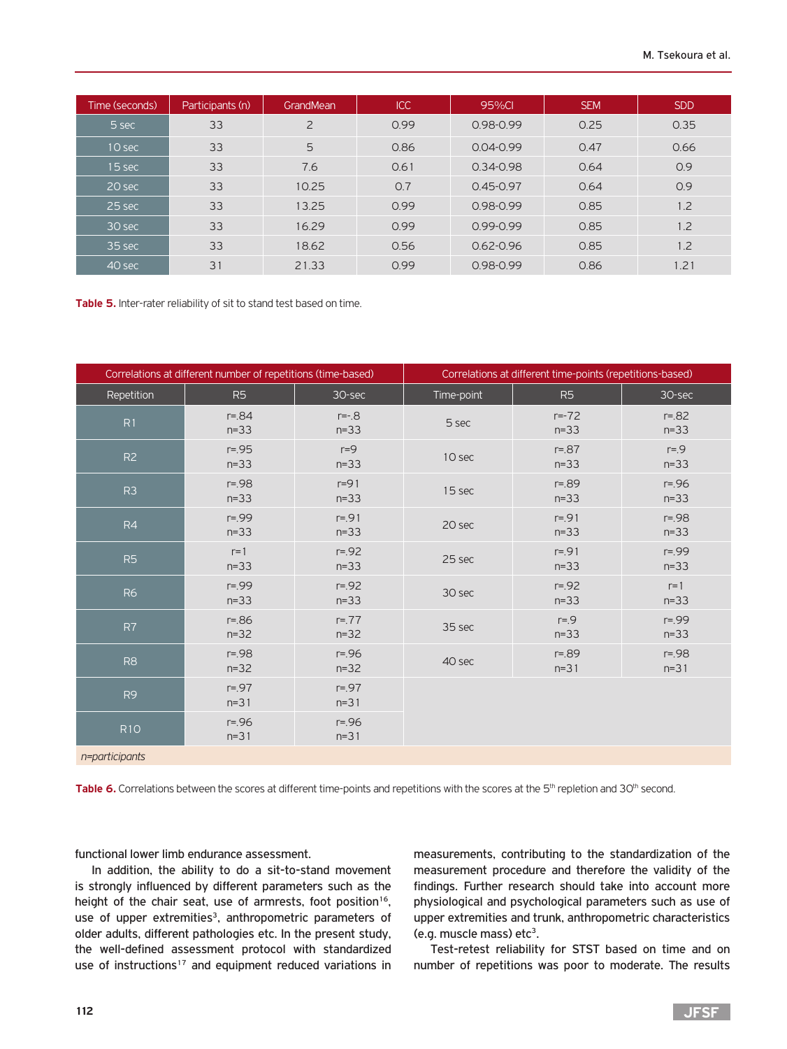| Time (seconds) | Participants (n) | GrandMean | ICC | 95%CI | SEM | SDD |
|---|---|---|---|---|---|---|
| 5 sec | 33 | 2 | 0.99 | 0.98-0.99 | 0.25 | 0.35 |
| 10 sec | 33 | 5 | 0.86 | 0.04-0.99 | 0.47 | 0.66 |
| 15 sec | 33 | 7.6 | 0.61 | 0.34-0.98 | 0.64 | 0.9 |
| 20 sec | 33 | 10.25 | 0.7 | 0.45-0.97 | 0.64 | 0.9 |
| 25 sec | 33 | 13.25 | 0.99 | 0.98-0.99 | 0.85 | 1.2 |
| 30 sec | 33 | 16.29 | 0.99 | 0.99-0.99 | 0.85 | 1.2 |
| 35 sec | 33 | 18.62 | 0.56 | 0.62-0.96 | 0.85 | 1.2 |
| 40 sec | 31 | 21.33 | 0.99 | 0.98-0.99 | 0.86 | 1.21 |

**Table 5.** Inter-rater reliability of sit to stand test based on time.

| Correlations at different number of repetitions (time-based) | | | Correlations at different time-points (repetitions-based) | | |
|---|---|---|---|---|---|
| Repetition | R5 | 30-sec | Time-point | R5 | 30-sec |
| R1 | r=.84 n=33 | r=-.8 n=33 | 5 sec | r=-72 n=33 | r=.82 n=33 |
| R2 | r=.95 n=33 | r=9 n=33 | 10 sec | r=.87 n=33 | r=.9 n=33 |
| R3 | r=.98 n=33 | r=91 n=33 | 15 sec | r=.89 n=33 | r=.96 n=33 |
| R4 | r=.99 n=33 | r=.91 n=33 | 20 sec | r=.91 n=33 | r=.98 n=33 |
| R5 | r=1 n=33 | r=.92 n=33 | 25 sec | r=.91 n=33 | r=.99 n=33 |
| R6 | r=.99 n=33 | r=.92 n=33 | 30 sec | r=.92 n=33 | r=1 n=33 |
| R7 | r=.86 n=32 | r=.77 n=32 | 35 sec | r=.9 n=33 | r=.99 n=33 |
| R8 | r=.98 n=32 | r=.96 n=32 | 40 sec | r=.89 n=31 | r=.98 n=31 |
| R9 | r=.97 n=31 | r=.97 n=31 | | | |
| R10 | r=.96 n=31 | r=.96 n=31 | | | |

*n=participants*

**Table 6.** Correlations between the scores at different time-points and repetitions with the scores at the 5th repletion and 30th second.

functional lower limb endurance assessment.

In addition, the ability to do a sit-to-stand movement is strongly influenced by different parameters such as the height of the chair seat, use of armrests, foot position[16], use of upper extremities[3], anthropometric parameters of older adults, different pathologies etc. In the present study, the well-defined assessment protocol with standardized use of instructions[17] and equipment reduced variations in measurements, contributing to the standardization of the measurement procedure and therefore the validity of the findings. Further research should take into account more physiological and psychological parameters such as use of upper extremities and trunk, anthropometric characteristics (e.g. muscle mass) etc[3].

Test-retest reliability for STST based on time and on number of repetitions was poor to moderate. The results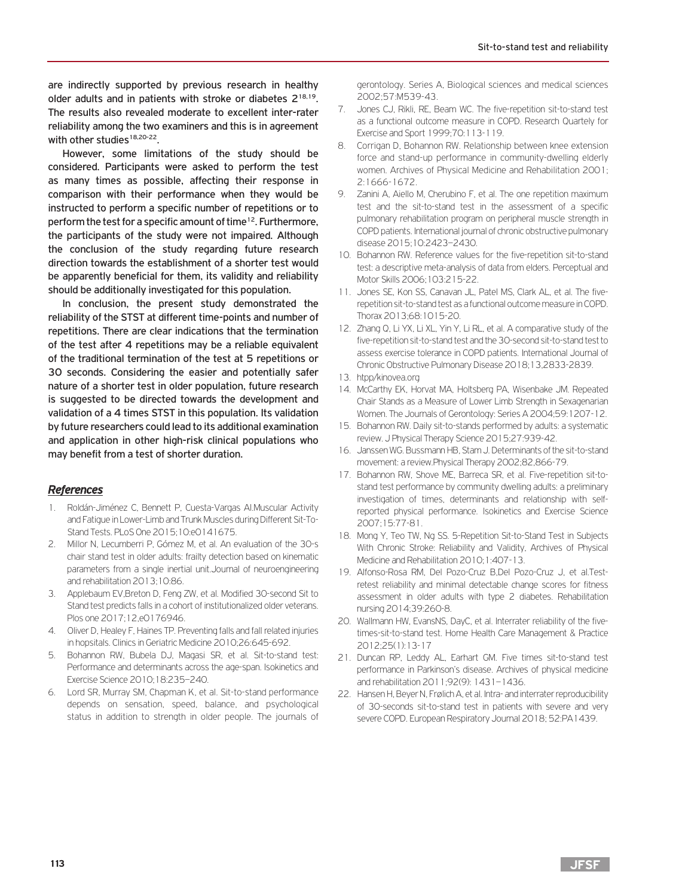are indirectly supported by previous research in healthy older adults and in patients with stroke or diabetes 2[18,19]. The results also revealed moderate to excellent inter-rater reliability among the two examiners and this is in agreement with other studies[18,20-22].

However, some limitations of the study should be considered. Participants were asked to perform the test as many times as possible, affecting their response in comparison with their performance when they would be instructed to perform a specific number of repetitions or to perform the test for a specific amount of time[12]. Furthermore, the participants of the study were not impaired. Although the conclusion of the study regarding future research direction towards the establishment of a shorter test would be apparently beneficial for them, its validity and reliability should be additionally investigated for this population.

In conclusion, the present study demonstrated the reliability of the STST at different time-points and number of repetitions. There are clear indications that the termination of the test after 4 repetitions may be a reliable equivalent of the traditional termination of the test at 5 repetitions or 30 seconds. Considering the easier and potentially safer nature of a shorter test in older population, future research is suggested to be directed towards the development and validation of a 4 times STST in this population. Its validation by future researchers could lead to its additional examination and application in other high-risk clinical populations who may benefit from a test of shorter duration.

## *References*

1. Roldán-Jiménez C, Bennett P, Cuesta-Vargas AI.Muscular Activity and Fatigue in Lower-Limb and Trunk Muscles during Different Sit-To-Stand Tests. PLoS One 2015;10:e0141675.
2. Millor N, Lecumberri P, Gómez M, et al. An evaluation of the 30-s chair stand test in older adults: frailty detection based on kinematic parameters from a single inertial unit.Journal of neuroengineering and rehabilitation 2013;10:86.
3. Applebaum EV,Breton D, Feng ZW, et al. Modified 30-second Sit to Stand test predicts falls in a cohort of institutionalized older veterans. Plos one 2017;12,e0176946.
4. Oliver D, Healey F, Haines TP. Preventing falls and fall related injuries in hopsitals. Clinics in Geriatric Medicine 2010;26:645-692.
5. Bohannon RW, Bubela DJ, Magasi SR, et al. Sit-to-stand test: Performance and determinants across the age-span. Isokinetics and Exercise Science 2010;18:235–240.
6. Lord SR, Murray SM, Chapman K, et al. Sit-to-stand performance depends on sensation, speed, balance, and psychological status in addition to strength in older people. The journals of gerontology. Series A, Biological sciences and medical sciences 2002;57:M539-43.
7. Jones CJ, Rikli, RE, Beam WC. The five-repetition sit-to-stand test as a functional outcome measure in COPD. Research Quartely for Exercise and Sport 1999;70:113-119.
8. Corrigan D, Bohannon RW. Relationship between knee extension force and stand-up performance in community-dwelling elderly women. Archives of Physical Medicine and Rehabilitation 2001; 2:1666-1672.
9. Zanini A, Aiello M, Cherubino F, et al. The one repetition maximum test and the sit-to-stand test in the assessment of a specific pulmonary rehabilitation program on peripheral muscle strength in COPD patients. International journal of chronic obstructive pulmonary disease 2015;10:2423–2430.
10. Bohannon RW. Reference values for the five-repetition sit-to-stand test: a descriptive meta-analysis of data from elders. Perceptual and Motor Skills 2006;103:215-22.
11. Jones SE, Kon SS, Canavan JL, Patel MS, Clark AL, et al. The five-repetition sit-to-stand test as a functional outcome measure in COPD. Thorax 2013;68:1015-20.
12. Zhang Q, Li YX, Li XL, Yin Y, Li RL, et al. A comparative study of the five-repetition sit-to-stand test and the 30-second sit-to-stand test to assess exercise tolerance in COPD patients. International Journal of Chronic Obstructive Pulmonary Disease 2018;13,2833-2839.
13. htpp/kinovea.org
14. McCarthy EK, Horvat MA, Holtsberg PA, Wisenbake JM. Repeated Chair Stands as a Measure of Lower Limb Strength in Sexagenarian Women. The Journals of Gerontology: Series A 2004;59:1207-12.
15. Bohannon RW. Daily sit-to-stands performed by adults: a systematic review. J Physical Therapy Science 2015;27:939-42.
16. Janssen WG. Bussmann HB, Stam J. Determinants of the sit-to-stand movement: a review.Physical Therapy 2002;82,866-79.
17. Bohannon RW, Shove ME, Barreca SR, et al. Five-repetition sit-to-stand test performance by community dwelling adults: a preliminary investigation of times, determinants and relationship with self-reported physical performance. Isokinetics and Exercise Science 2007;15:77-81.
18. Mong Y, Teo TW, Ng SS. 5-Repetition Sit-to-Stand Test in Subjects With Chronic Stroke: Reliability and Validity, Archives of Physical Medicine and Rehabilitation 2010;1:407-13.
19. Alfonso-Rosa RM, Del Pozo-Cruz B,Del Pozo-Cruz J, et al.Test-retest reliability and minimal detectable change scores for fitness assessment in older adults with type 2 diabetes. Rehabilitation nursing 2014;39:260-8.
20. Wallmann HW, EvansNS, DayC, et al. Interrater reliability of the five-times-sit-to-stand test. Home Health Care Management & Practice 2012;25(1):13-17
21. Duncan RP, Leddy AL, Earhart GM. Five times sit-to-stand test performance in Parkinson's disease. Archives of physical medicine and rehabilitation 2011;92(9): 1431–1436.
22. Hansen H, Beyer N, Frølich A, et al. Intra- and interrater reproducibility of 30-seconds sit-to-stand test in patients with severe and very severe COPD. European Respiratory Journal 2018; 52:PA1439.